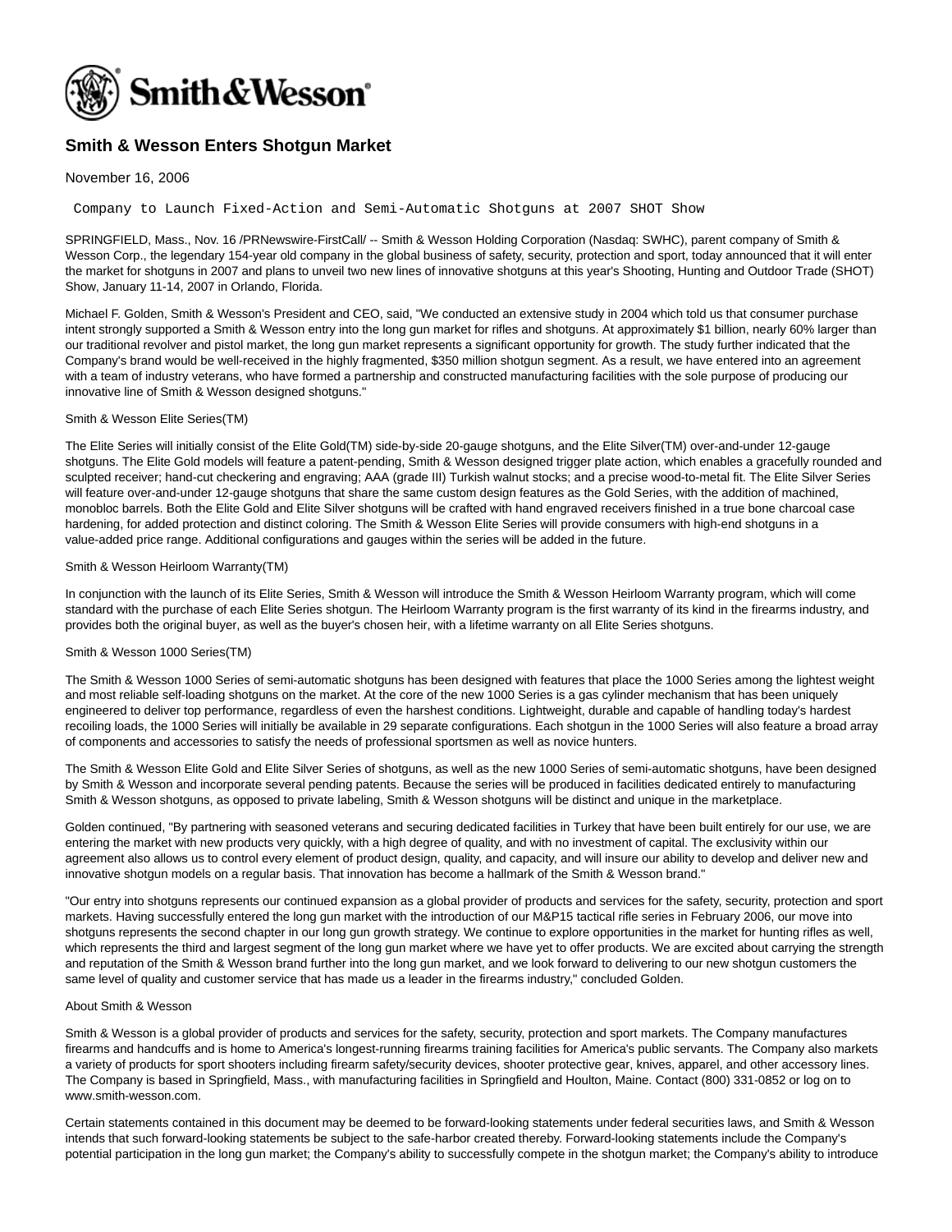# Smith & Wesson Enters Shotgun Market

November 16, 2006

Company to Launch Fixed-Action and Semi-Automatic Shotguns at 2007 SHOT Show

SPRINGFIELD, Mass., Nov. 16 /PRNewswire-FirstCall/ -- Smith & Wesson Holding Corporation (Nasdaq: SWHC), parent company of Smith & Wesson Corp., the legendary 154-year old company in the global business of safety, security, protection and sport, today announced that it will enter the market for shotguns in 2007 and plans to unveil two new lines of innovative shotguns at this year's Shooting, Hunting and Outdoor Trade (SHOT) Show, January 11-14, 2007 in Orlando, Florida.

Michael F. Golden, Smith & Wesson's President and CEO, said, "We conducted an extensive study in 2004 which told us that consumer purchase intent strongly supported a Smith & Wesson entry into the long gun market for rifles and shotguns. At approximately $1 billion, nearly 60% larger than our traditional revolver and pistol market, the long gun market represents a significant opportunity for growth. The study further indicated that the Company's brand would be well-received in the highly fragmented, $350 million shotgun segment. As a result, we have entered into an agreement with a team of industry veterans, who have formed a partnership and constructed manufacturing facilities with the sole purpose of producing our innovative line of Smith & Wesson designed shotguns."

Smith & Wesson Elite Series(TM)

The Elite Series will initially consist of the Elite Gold(TM) side-by-side 20-gauge shotguns, and the Elite Silver(TM) over-and-under 12-gauge shotguns. The Elite Gold models will feature a patent-pending, Smith & Wesson designed trigger plate action, which enables a gracefully rounded and sculpted receiver; hand-cut checkering and engraving; AAA (grade III) Turkish walnut stocks; and a precise wood-to-metal fit. The Elite Silver Series will feature over-and-under 12-gauge shotguns that share the same custom design features as the Gold Series, with the addition of machined, monobloc barrels. Both the Elite Gold and Elite Silver shotguns will be crafted with hand engraved receivers finished in a true bone charcoal case hardening, for added protection and distinct coloring. The Smith & Wesson Elite Series will provide consumers with high-end shotguns in a value-added price range. Additional configurations and gauges within the series will be added in the future.

Smith & Wesson Heirloom Warranty(TM)

In conjunction with the launch of its Elite Series, Smith & Wesson will introduce the Smith & Wesson Heirloom Warranty program, which will come standard with the purchase of each Elite Series shotgun. The Heirloom Warranty program is the first warranty of its kind in the firearms industry, and provides both the original buyer, as well as the buyer's chosen heir, with a lifetime warranty on all Elite Series shotguns.

Smith & Wesson 1000 Series(TM)

The Smith & Wesson 1000 Series of semi-automatic shotguns has been designed with features that place the 1000 Series among the lightest weight and most reliable self-loading shotguns on the market. At the core of the new 1000 Series is a gas cylinder mechanism that has been uniquely engineered to deliver top performance, regardless of even the harshest conditions. Lightweight, durable and capable of handling today's hardest recoiling loads, the 1000 Series will initially be available in 29 separate configurations. Each shotgun in the 1000 Series will also feature a broad array of components and accessories to satisfy the needs of professional sportsmen as well as novice hunters.

The Smith & Wesson Elite Gold and Elite Silver Series of shotguns, as well as the new 1000 Series of semi-automatic shotguns, have been designed by Smith & Wesson and incorporate several pending patents. Because the series will be produced in facilities dedicated entirely to manufacturing Smith & Wesson shotguns, as opposed to private labeling, Smith & Wesson shotguns will be distinct and unique in the marketplace.

Golden continued, "By partnering with seasoned veterans and securing dedicated facilities in Turkey that have been built entirely for our use, we are entering the market with new products very quickly, with a high degree of quality, and with no investment of capital. The exclusivity within our agreement also allows us to control every element of product design, quality, and capacity, and will insure our ability to develop and deliver new and innovative shotgun models on a regular basis. That innovation has become a hallmark of the Smith & Wesson brand."

"Our entry into shotguns represents our continued expansion as a global provider of products and services for the safety, security, protection and sport markets. Having successfully entered the long gun market with the introduction of our M&P15 tactical rifle series in February 2006, our move into shotguns represents the second chapter in our long gun growth strategy. We continue to explore opportunities in the market for hunting rifles as well, which represents the third and largest segment of the long gun market where we have yet to offer products. We are excited about carrying the strength and reputation of the Smith & Wesson brand further into the long gun market, and we look forward to delivering to our new shotgun customers the same level of quality and customer service that has made us a leader in the firearms industry," concluded Golden.

About Smith & Wesson

Smith & Wesson is a global provider of products and services for the safety, security, protection and sport markets. The Company manufactures firearms and handcuffs and is home to America's longest-running firearms training facilities for America's public servants. The Company also markets a variety of products for sport shooters including firearm safety/security devices, shooter protective gear, knives, apparel, and other accessory lines. The Company is based in Springfield, Mass., with manufacturing facilities in Springfield and Houlton, Maine. Contact (800) 331-0852 or log on to www.smith-wesson.com.

Certain statements contained in this document may be deemed to be forward-looking statements under federal securities laws, and Smith & Wesson intends that such forward-looking statements be subject to the safe-harbor created thereby. Forward-looking statements include the Company's potential participation in the long gun market; the Company's ability to successfully compete in the shotgun market; the Company's ability to introduce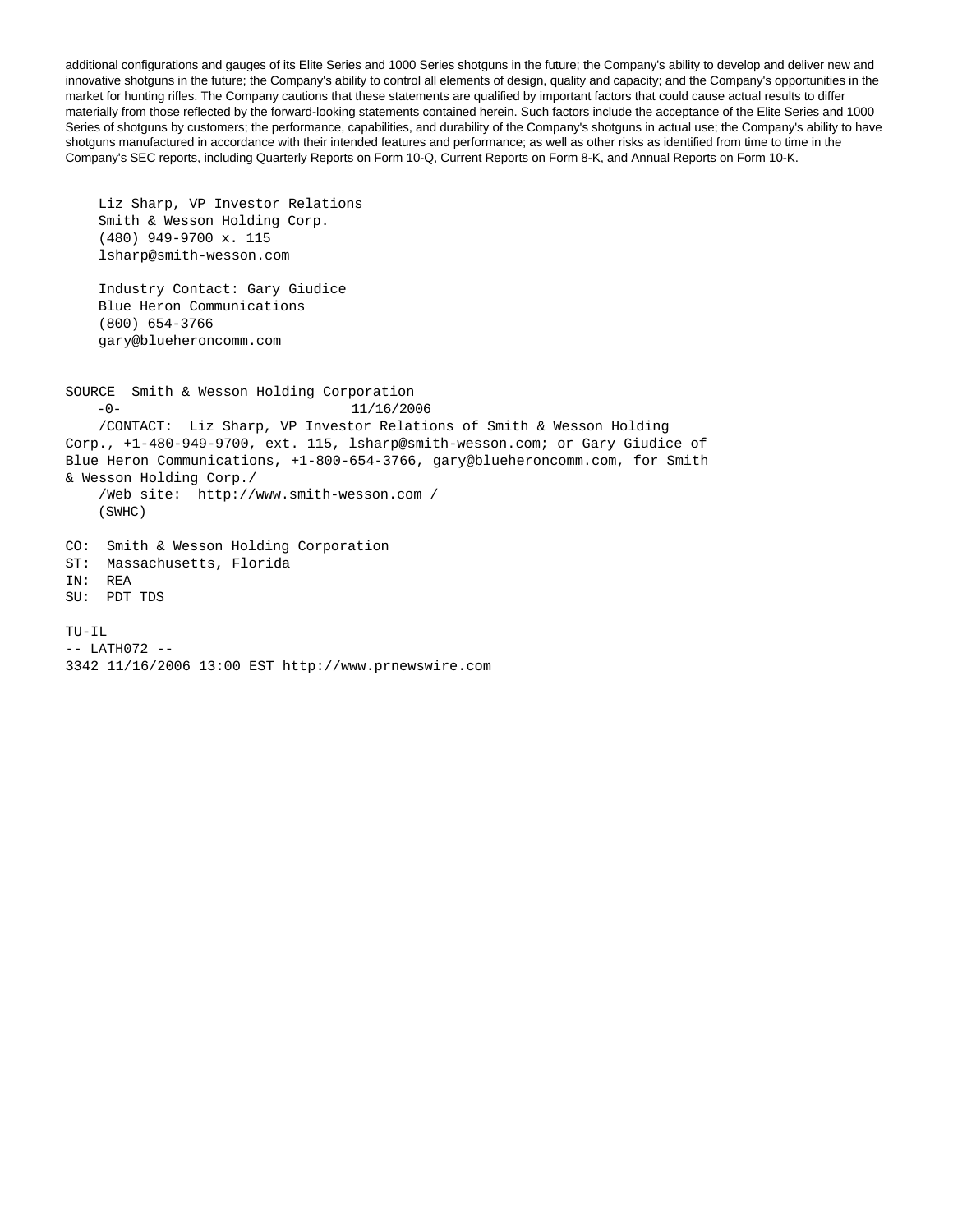additional configurations and gauges of its Elite Series and 1000 Series shotguns in the future; the Company's ability to develop and deliver new and innovative shotguns in the future; the Company's ability to control all elements of design, quality and capacity; and the Company's opportunities in the market for hunting rifles. The Company cautions that these statements are qualified by important factors that could cause actual results to differ materially from those reflected by the forward-looking statements contained herein. Such factors include the acceptance of the Elite Series and 1000 Series of shotguns by customers; the performance, capabilities, and durability of the Company's shotguns in actual use; the Company's ability to have shotguns manufactured in accordance with their intended features and performance; as well as other risks as identified from time to time in the Company's SEC reports, including Quarterly Reports on Form 10-Q, Current Reports on Form 8-K, and Annual Reports on Form 10-K.

```
    Liz Sharp, VP Investor Relations
    Smith & Wesson Holding Corp.
    (480) 949-9700 x. 115
    lsharp@smith-wesson.com

    Industry Contact: Gary Giudice
    Blue Heron Communications
    (800) 654-3766
    gary@blueheroncomm.com


SOURCE  Smith & Wesson Holding Corporation
    -0-                            11/16/2006
    /CONTACT:  Liz Sharp, VP Investor Relations of Smith & Wesson Holding
Corp., +1-480-949-9700, ext. 115, lsharp@smith-wesson.com; or Gary Giudice of
Blue Heron Communications, +1-800-654-3766, gary@blueheroncomm.com, for Smith
& Wesson Holding Corp./
    /Web site:  http://www.smith-wesson.com /
    (SWHC)

CO:  Smith & Wesson Holding Corporation
ST:  Massachusetts, Florida
IN:  REA
SU:  PDT TDS

TU-IL
-- LATH072 --
3342 11/16/2006 13:00 EST http://www.prnewswire.com
```